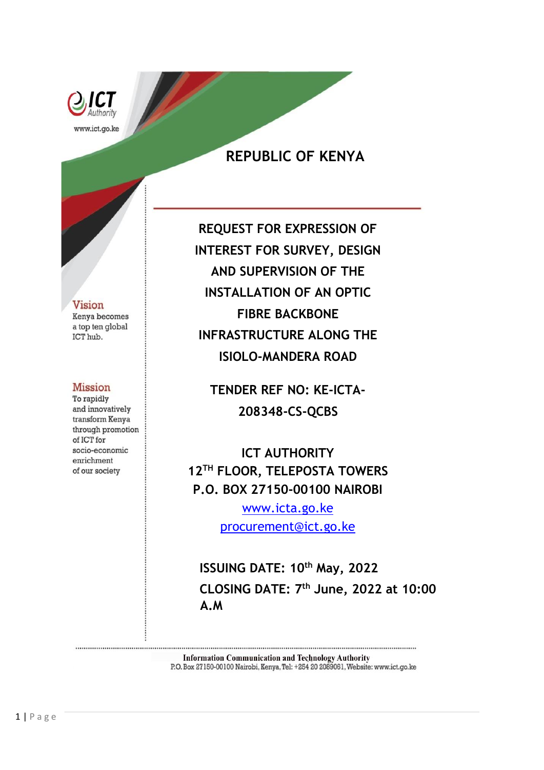ICT Authority

www.ict.go.ke

# REPUBLIC OF KENYA

**Vision**
Kenya becomes a top ten global ICT hub.

**Mission**
To rapidly and innovatively transform Kenya through promotion of ICT for socio-economic enrichment of our society

## REQUEST FOR EXPRESSION OF INTEREST FOR SURVEY, DESIGN AND SUPERVISION OF THE INSTALLATION OF AN OPTIC FIBRE BACKBONE INFRASTRUCTURE ALONG THE ISIOLO-MANDERA ROAD

**TENDER REF NO: KE-ICTA-208348-CS-QCBS**

**ICT AUTHORITY**
**12TH FLOOR, TELEPOSTA TOWERS**
**P.O. BOX 27150-00100 NAIROBI**
www.icta.go.ke
procurement@ict.go.ke

**ISSUING DATE: 10th May, 2022**

**CLOSING DATE: 7th June, 2022 at 10:00 A.M**

Information Communication and Technology Authority
P.O. Box 27150-00100 Nairobi, Kenya, Tel: +254 20 2089061, Website: www.ict.go.ke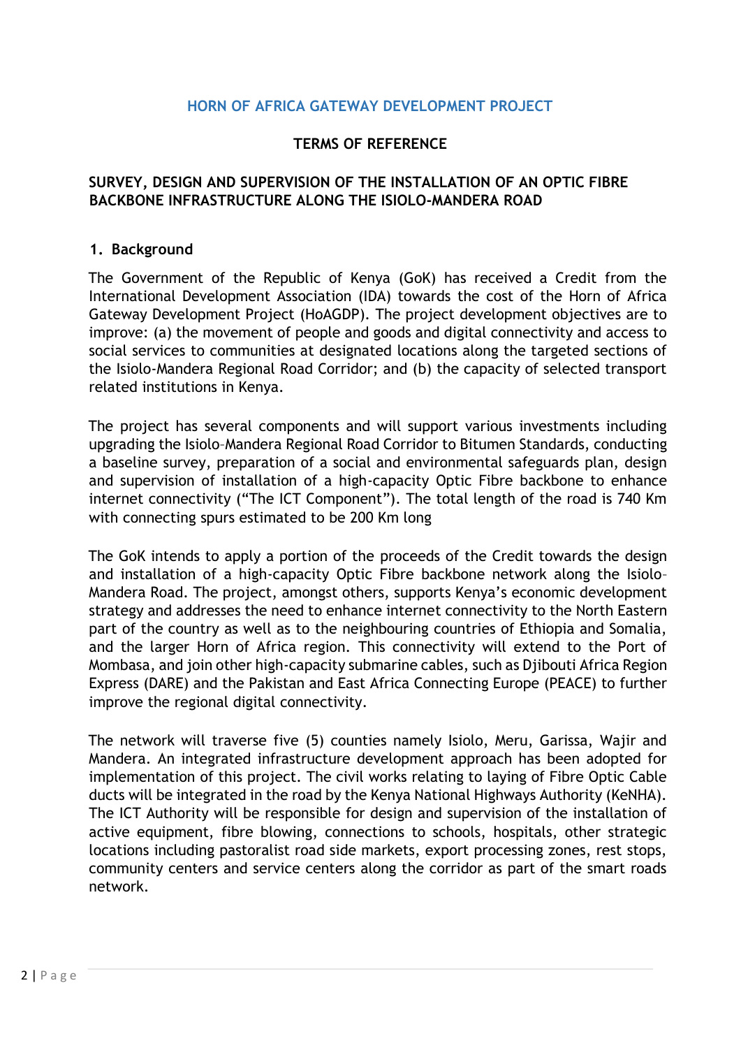## HORN OF AFRICA GATEWAY DEVELOPMENT PROJECT

**TERMS OF REFERENCE**

**SURVEY, DESIGN AND SUPERVISION OF THE INSTALLATION OF AN OPTIC FIBRE BACKBONE INFRASTRUCTURE ALONG THE ISIOLO-MANDERA ROAD**

### 1. Background

The Government of the Republic of Kenya (GoK) has received a Credit from the International Development Association (IDA) towards the cost of the Horn of Africa Gateway Development Project (HoAGDP). The project development objectives are to improve: (a) the movement of people and goods and digital connectivity and access to social services to communities at designated locations along the targeted sections of the Isiolo-Mandera Regional Road Corridor; and (b) the capacity of selected transport related institutions in Kenya.

The project has several components and will support various investments including upgrading the Isiolo–Mandera Regional Road Corridor to Bitumen Standards, conducting a baseline survey, preparation of a social and environmental safeguards plan, design and supervision of installation of a high-capacity Optic Fibre backbone to enhance internet connectivity ("The ICT Component"). The total length of the road is 740 Km with connecting spurs estimated to be 200 Km long

The GoK intends to apply a portion of the proceeds of the Credit towards the design and installation of a high-capacity Optic Fibre backbone network along the Isiolo–Mandera Road. The project, amongst others, supports Kenya's economic development strategy and addresses the need to enhance internet connectivity to the North Eastern part of the country as well as to the neighbouring countries of Ethiopia and Somalia, and the larger Horn of Africa region. This connectivity will extend to the Port of Mombasa, and join other high-capacity submarine cables, such as Djibouti Africa Region Express (DARE) and the Pakistan and East Africa Connecting Europe (PEACE) to further improve the regional digital connectivity.

The network will traverse five (5) counties namely Isiolo, Meru, Garissa, Wajir and Mandera. An integrated infrastructure development approach has been adopted for implementation of this project. The civil works relating to laying of Fibre Optic Cable ducts will be integrated in the road by the Kenya National Highways Authority (KeNHA). The ICT Authority will be responsible for design and supervision of the installation of active equipment, fibre blowing, connections to schools, hospitals, other strategic locations including pastoralist road side markets, export processing zones, rest stops, community centers and service centers along the corridor as part of the smart roads network.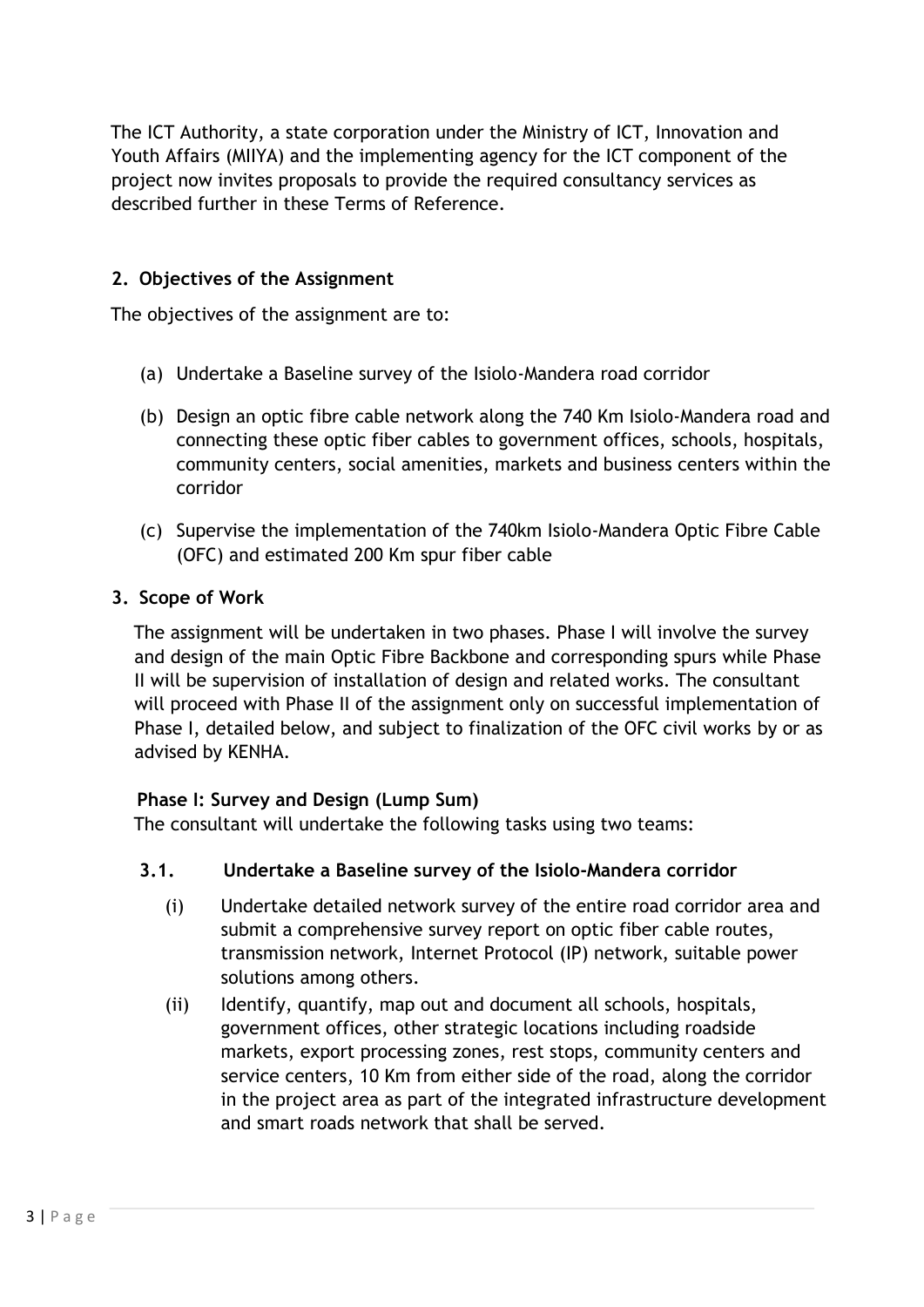The ICT Authority, a state corporation under the Ministry of ICT, Innovation and Youth Affairs (MIIYA) and the implementing agency for the ICT component of the project now invites proposals to provide the required consultancy services as described further in these Terms of Reference.

## 2. Objectives of the Assignment

The objectives of the assignment are to:

(a) Undertake a Baseline survey of the Isiolo-Mandera road corridor

(b) Design an optic fibre cable network along the 740 Km Isiolo-Mandera road and connecting these optic fiber cables to government offices, schools, hospitals, community centers, social amenities, markets and business centers within the corridor

(c) Supervise the implementation of the 740km Isiolo-Mandera Optic Fibre Cable (OFC) and estimated 200 Km spur fiber cable

## 3. Scope of Work

The assignment will be undertaken in two phases. Phase I will involve the survey and design of the main Optic Fibre Backbone and corresponding spurs while Phase II will be supervision of installation of design and related works. The consultant will proceed with Phase II of the assignment only on successful implementation of Phase I, detailed below, and subject to finalization of the OFC civil works by or as advised by KENHA.

### Phase I: Survey and Design (Lump Sum)

The consultant will undertake the following tasks using two teams:

### 3.1. Undertake a Baseline survey of the Isiolo-Mandera corridor

(i) Undertake detailed network survey of the entire road corridor area and submit a comprehensive survey report on optic fiber cable routes, transmission network, Internet Protocol (IP) network, suitable power solutions among others.

(ii) Identify, quantify, map out and document all schools, hospitals, government offices, other strategic locations including roadside markets, export processing zones, rest stops, community centers and service centers, 10 Km from either side of the road, along the corridor in the project area as part of the integrated infrastructure development and smart roads network that shall be served.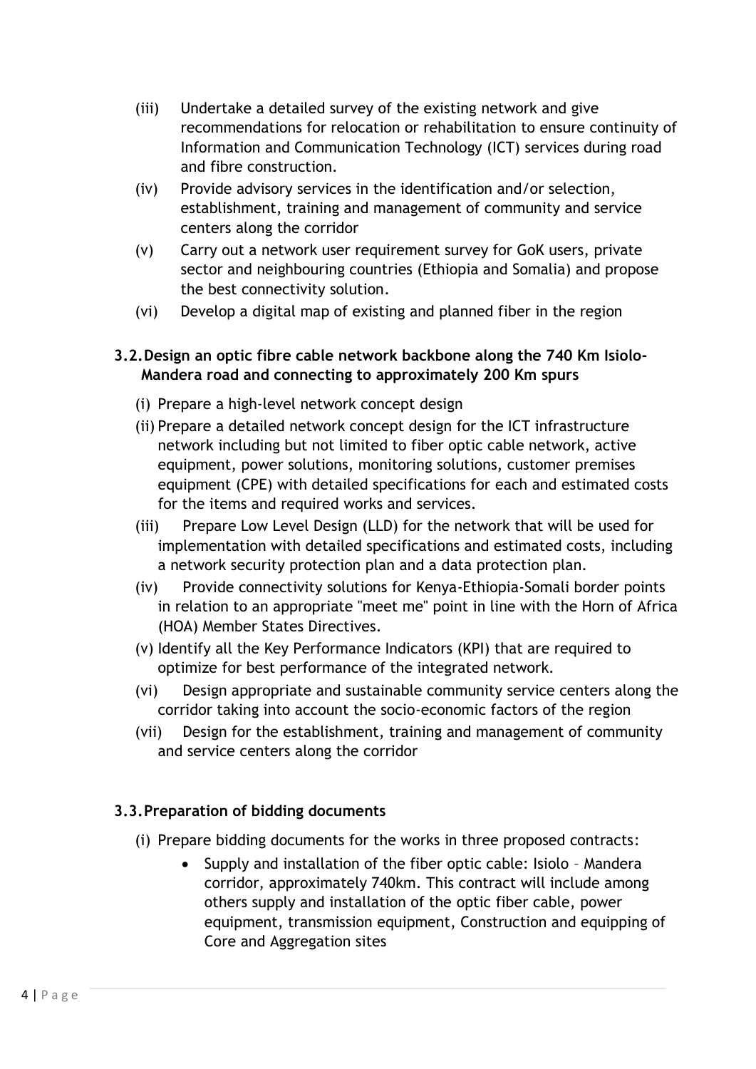(iii) Undertake a detailed survey of the existing network and give recommendations for relocation or rehabilitation to ensure continuity of Information and Communication Technology (ICT) services during road and fibre construction.

(iv) Provide advisory services in the identification and/or selection, establishment, training and management of community and service centers along the corridor

(v) Carry out a network user requirement survey for GoK users, private sector and neighbouring countries (Ethiopia and Somalia) and propose the best connectivity solution.

(vi) Develop a digital map of existing and planned fiber in the region

### 3.2. Design an optic fibre cable network backbone along the 740 Km Isiolo-Mandera road and connecting to approximately 200 Km spurs

(i) Prepare a high-level network concept design

(ii) Prepare a detailed network concept design for the ICT infrastructure network including but not limited to fiber optic cable network, active equipment, power solutions, monitoring solutions, customer premises equipment (CPE) with detailed specifications for each and estimated costs for the items and required works and services.

(iii) Prepare Low Level Design (LLD) for the network that will be used for implementation with detailed specifications and estimated costs, including a network security protection plan and a data protection plan.

(iv) Provide connectivity solutions for Kenya-Ethiopia-Somali border points in relation to an appropriate "meet me" point in line with the Horn of Africa (HOA) Member States Directives.

(v) Identify all the Key Performance Indicators (KPI) that are required to optimize for best performance of the integrated network.

(vi) Design appropriate and sustainable community service centers along the corridor taking into account the socio-economic factors of the region

(vii) Design for the establishment, training and management of community and service centers along the corridor

### 3.3. Preparation of bidding documents

(i) Prepare bidding documents for the works in three proposed contracts:

- Supply and installation of the fiber optic cable: Isiolo – Mandera corridor, approximately 740km. This contract will include among others supply and installation of the optic fiber cable, power equipment, transmission equipment, Construction and equipping of Core and Aggregation sites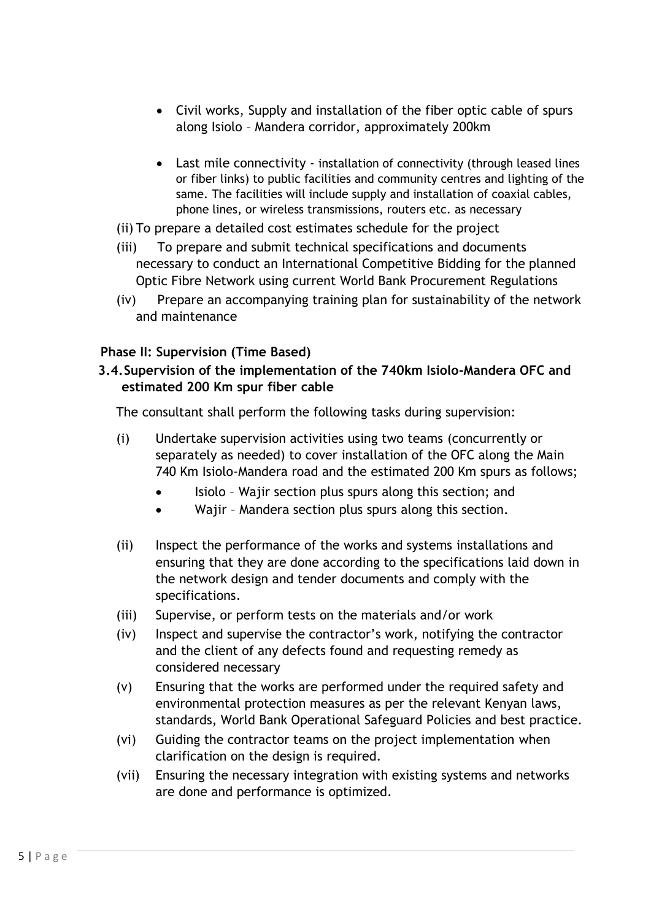- Civil works, Supply and installation of the fiber optic cable of spurs along Isiolo – Mandera corridor, approximately 200km

- Last mile connectivity - installation of connectivity (through leased lines or fiber links) to public facilities and community centres and lighting of the same. The facilities will include supply and installation of coaxial cables, phone lines, or wireless transmissions, routers etc. as necessary

(ii) To prepare a detailed cost estimates schedule for the project

(iii) To prepare and submit technical specifications and documents necessary to conduct an International Competitive Bidding for the planned Optic Fibre Network using current World Bank Procurement Regulations

(iv) Prepare an accompanying training plan for sustainability of the network and maintenance

**Phase II: Supervision (Time Based)**

### 3.4. Supervision of the implementation of the 740km Isiolo-Mandera OFC and estimated 200 Km spur fiber cable

The consultant shall perform the following tasks during supervision:

(i) Undertake supervision activities using two teams (concurrently or separately as needed) to cover installation of the OFC along the Main 740 Km Isiolo-Mandera road and the estimated 200 Km spurs as follows;
- Isiolo – Wajir section plus spurs along this section; and
- Wajir – Mandera section plus spurs along this section.

(ii) Inspect the performance of the works and systems installations and ensuring that they are done according to the specifications laid down in the network design and tender documents and comply with the specifications.

(iii) Supervise, or perform tests on the materials and/or work

(iv) Inspect and supervise the contractor's work, notifying the contractor and the client of any defects found and requesting remedy as considered necessary

(v) Ensuring that the works are performed under the required safety and environmental protection measures as per the relevant Kenyan laws, standards, World Bank Operational Safeguard Policies and best practice.

(vi) Guiding the contractor teams on the project implementation when clarification on the design is required.

(vii) Ensuring the necessary integration with existing systems and networks are done and performance is optimized.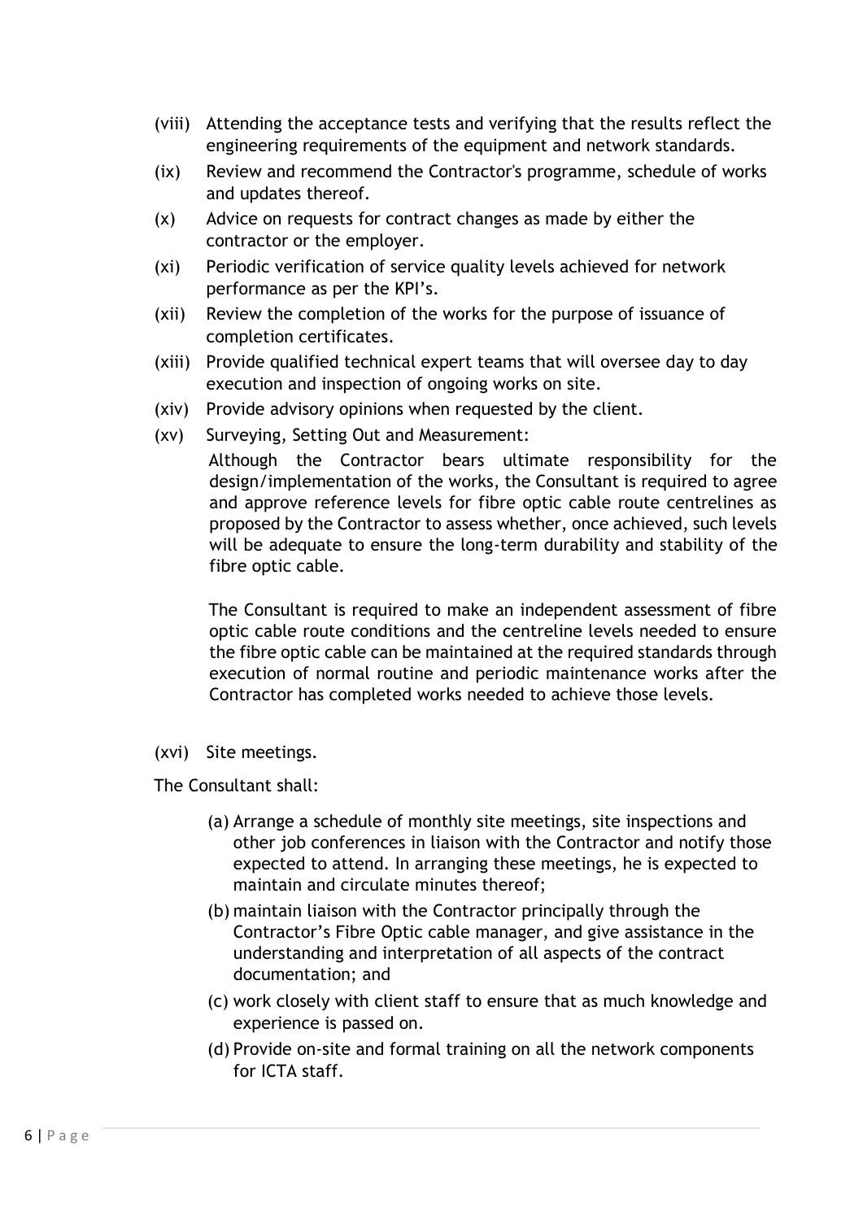(viii) Attending the acceptance tests and verifying that the results reflect the engineering requirements of the equipment and network standards.

(ix) Review and recommend the Contractor's programme, schedule of works and updates thereof.

(x) Advice on requests for contract changes as made by either the contractor or the employer.

(xi) Periodic verification of service quality levels achieved for network performance as per the KPI's.

(xii) Review the completion of the works for the purpose of issuance of completion certificates.

(xiii) Provide qualified technical expert teams that will oversee day to day execution and inspection of ongoing works on site.

(xiv) Provide advisory opinions when requested by the client.

(xv) Surveying, Setting Out and Measurement:

Although the Contractor bears ultimate responsibility for the design/implementation of the works, the Consultant is required to agree and approve reference levels for fibre optic cable route centrelines as proposed by the Contractor to assess whether, once achieved, such levels will be adequate to ensure the long-term durability and stability of the fibre optic cable.

The Consultant is required to make an independent assessment of fibre optic cable route conditions and the centreline levels needed to ensure the fibre optic cable can be maintained at the required standards through execution of normal routine and periodic maintenance works after the Contractor has completed works needed to achieve those levels.

(xvi) Site meetings.

The Consultant shall:

(a) Arrange a schedule of monthly site meetings, site inspections and other job conferences in liaison with the Contractor and notify those expected to attend. In arranging these meetings, he is expected to maintain and circulate minutes thereof;

(b) maintain liaison with the Contractor principally through the Contractor's Fibre Optic cable manager, and give assistance in the understanding and interpretation of all aspects of the contract documentation; and

(c) work closely with client staff to ensure that as much knowledge and experience is passed on.

(d) Provide on-site and formal training on all the network components for ICTA staff.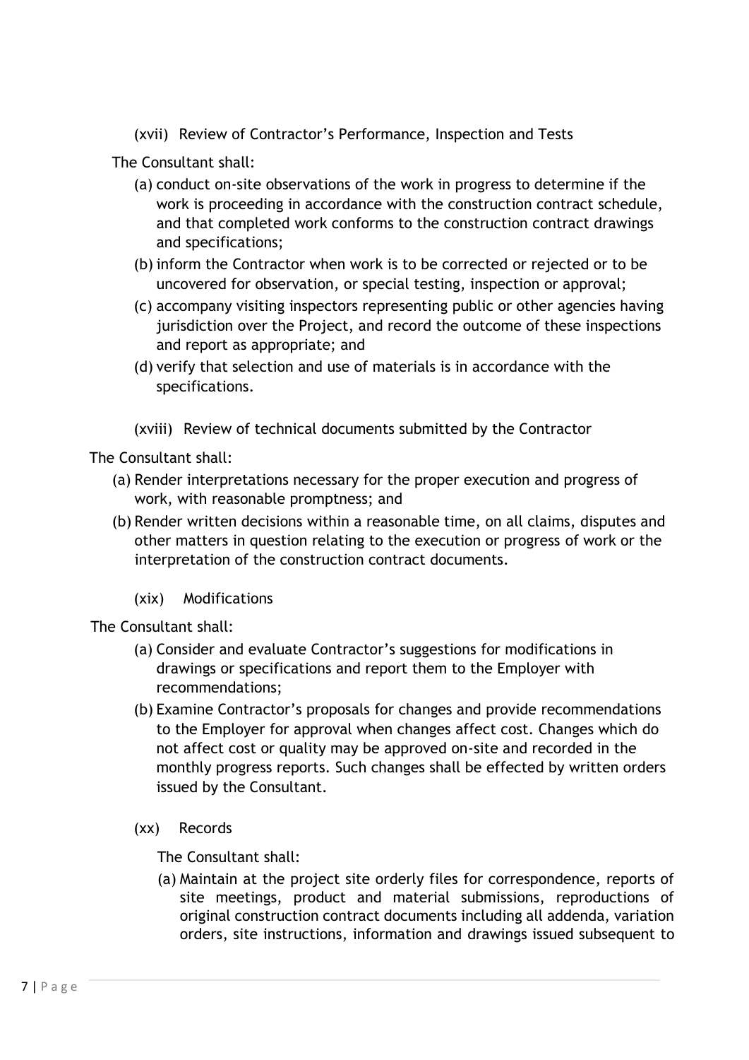(xvii) Review of Contractor's Performance, Inspection and Tests

The Consultant shall:

(a) conduct on-site observations of the work in progress to determine if the work is proceeding in accordance with the construction contract schedule, and that completed work conforms to the construction contract drawings and specifications;

(b) inform the Contractor when work is to be corrected or rejected or to be uncovered for observation, or special testing, inspection or approval;

(c) accompany visiting inspectors representing public or other agencies having jurisdiction over the Project, and record the outcome of these inspections and report as appropriate; and

(d) verify that selection and use of materials is in accordance with the specifications.

(xviii) Review of technical documents submitted by the Contractor

The Consultant shall:

(a) Render interpretations necessary for the proper execution and progress of work, with reasonable promptness; and

(b) Render written decisions within a reasonable time, on all claims, disputes and other matters in question relating to the execution or progress of work or the interpretation of the construction contract documents.

(xix) Modifications

The Consultant shall:

(a) Consider and evaluate Contractor's suggestions for modifications in drawings or specifications and report them to the Employer with recommendations;

(b) Examine Contractor's proposals for changes and provide recommendations to the Employer for approval when changes affect cost. Changes which do not affect cost or quality may be approved on-site and recorded in the monthly progress reports. Such changes shall be effected by written orders issued by the Consultant.

(xx) Records

The Consultant shall:

(a) Maintain at the project site orderly files for correspondence, reports of site meetings, product and material submissions, reproductions of original construction contract documents including all addenda, variation orders, site instructions, information and drawings issued subsequent to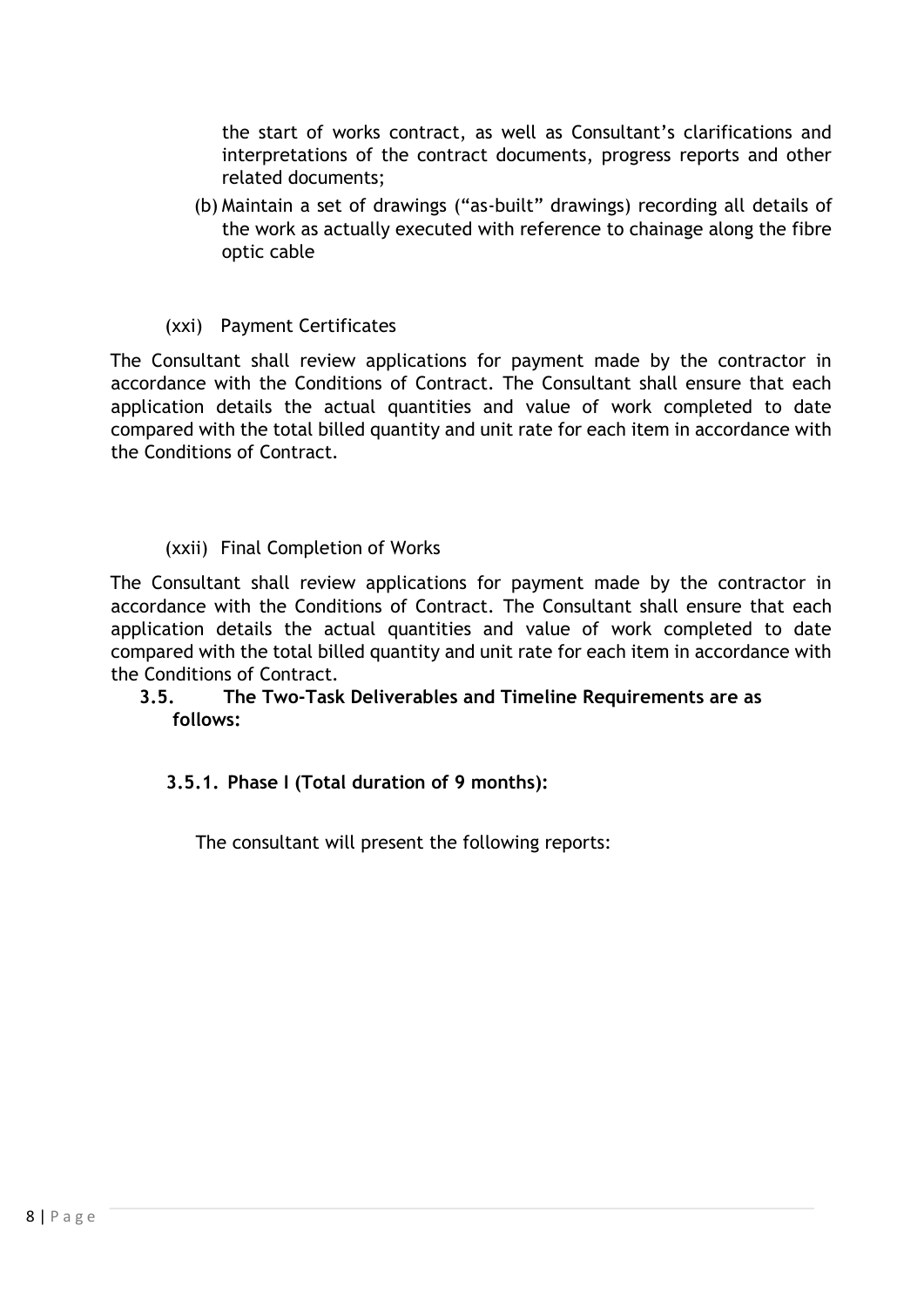the start of works contract, as well as Consultant's clarifications and interpretations of the contract documents, progress reports and other related documents;

(b) Maintain a set of drawings ("as-built" drawings) recording all details of the work as actually executed with reference to chainage along the fibre optic cable

(xxi) Payment Certificates

The Consultant shall review applications for payment made by the contractor in accordance with the Conditions of Contract. The Consultant shall ensure that each application details the actual quantities and value of work completed to date compared with the total billed quantity and unit rate for each item in accordance with the Conditions of Contract.

(xxii) Final Completion of Works

The Consultant shall review applications for payment made by the contractor in accordance with the Conditions of Contract. The Consultant shall ensure that each application details the actual quantities and value of work completed to date compared with the total billed quantity and unit rate for each item in accordance with the Conditions of Contract.

### 3.5. The Two-Task Deliverables and Timeline Requirements are as follows:

#### 3.5.1. Phase I (Total duration of 9 months):

The consultant will present the following reports: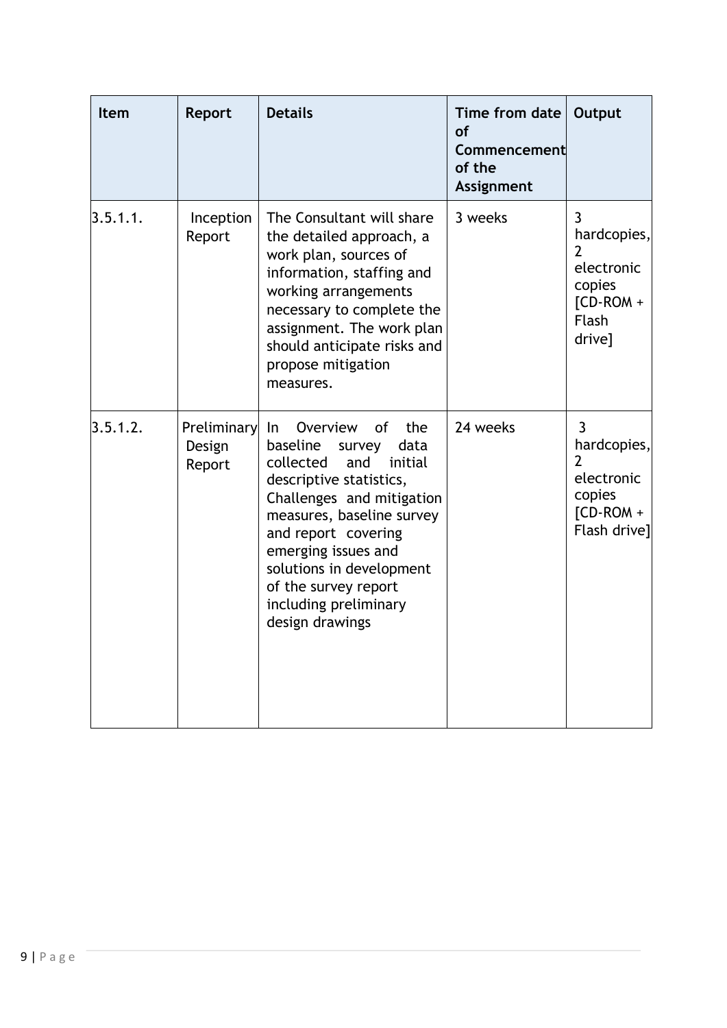| Item | Report | Details | Time from date of Commencement of the Assignment | Output |
| --- | --- | --- | --- | --- |
| 3.5.1.1. | Inception Report | The Consultant will share the detailed approach, a work plan, sources of information, staffing and working arrangements necessary to complete the assignment. The work plan should anticipate risks and propose mitigation measures. | 3 weeks | 3 hardcopies, 2 electronic copies [CD-ROM + Flash drive] |
| 3.5.1.2. | Preliminary Design Report | In Overview of the baseline survey data collected and initial descriptive statistics, Challenges and mitigation measures, baseline survey and report covering emerging issues and solutions in development of the survey report including preliminary design drawings | 24 weeks | 3 hardcopies, 2 electronic copies [CD-ROM + Flash drive] |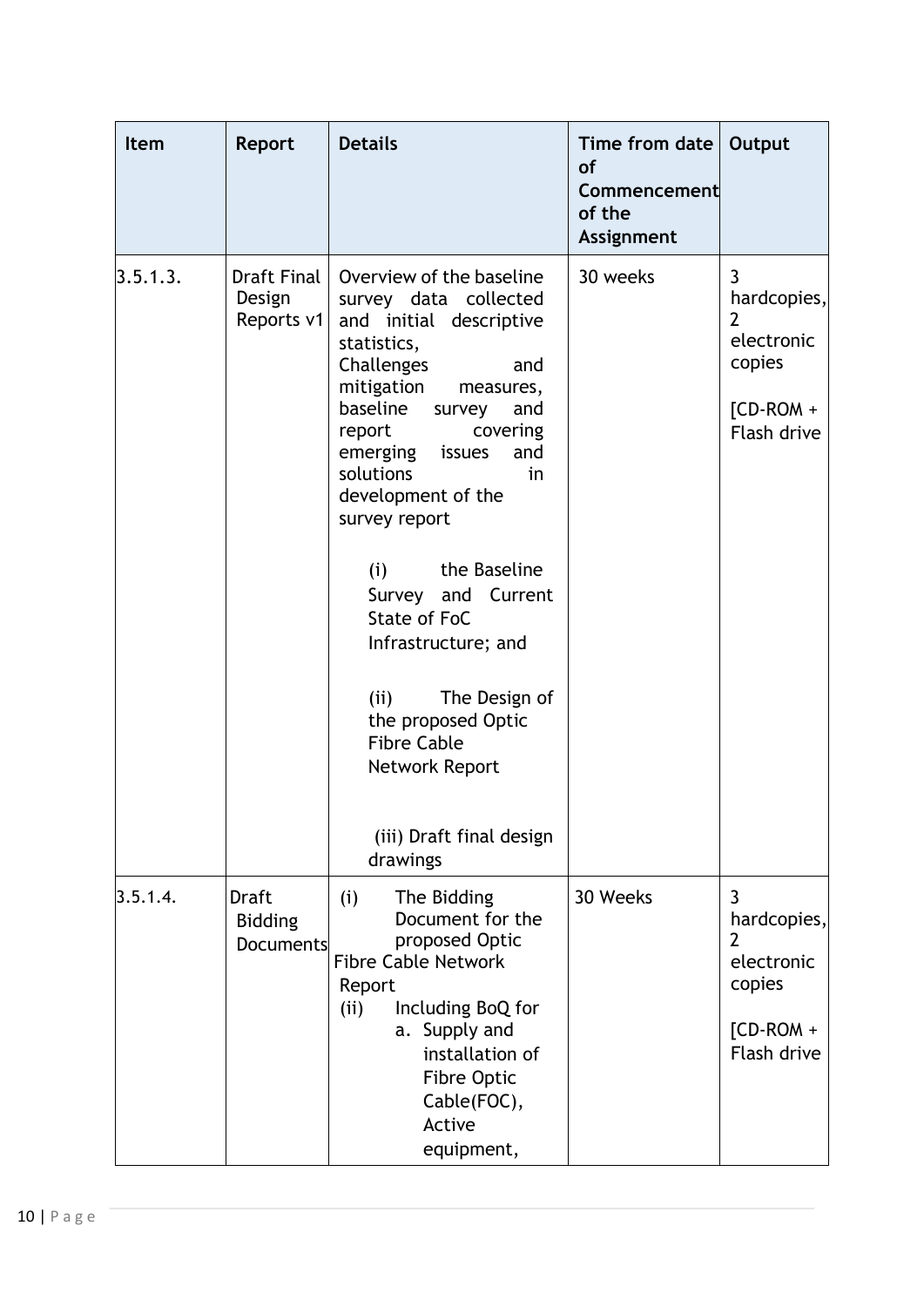| Item | Report | Details | Time from date of Commencement of the Assignment | Output |
| --- | --- | --- | --- | --- |
| 3.5.1.3. | Draft Final Design Reports v1 | Overview of the baseline survey data collected and initial descriptive statistics, Challenges and mitigation measures, baseline survey and report covering emerging issues and solutions in development of the survey report<br><br>(i) the Baseline Survey and Current State of FoC Infrastructure; and<br><br>(ii) The Design of the proposed Optic Fibre Cable Network Report<br><br>(iii) Draft final design drawings | 30 weeks | 3 hardcopies, 2 electronic copies<br><br>[CD-ROM + Flash drive |
| 3.5.1.4. | Draft Bidding Documents | (i) The Bidding Document for the proposed Optic Fibre Cable Network Report<br>(ii) Including BoQ for<br>a. Supply and installation of Fibre Optic Cable(FOC), Active equipment, | 30 Weeks | 3 hardcopies, 2 electronic copies<br><br>[CD-ROM + Flash drive |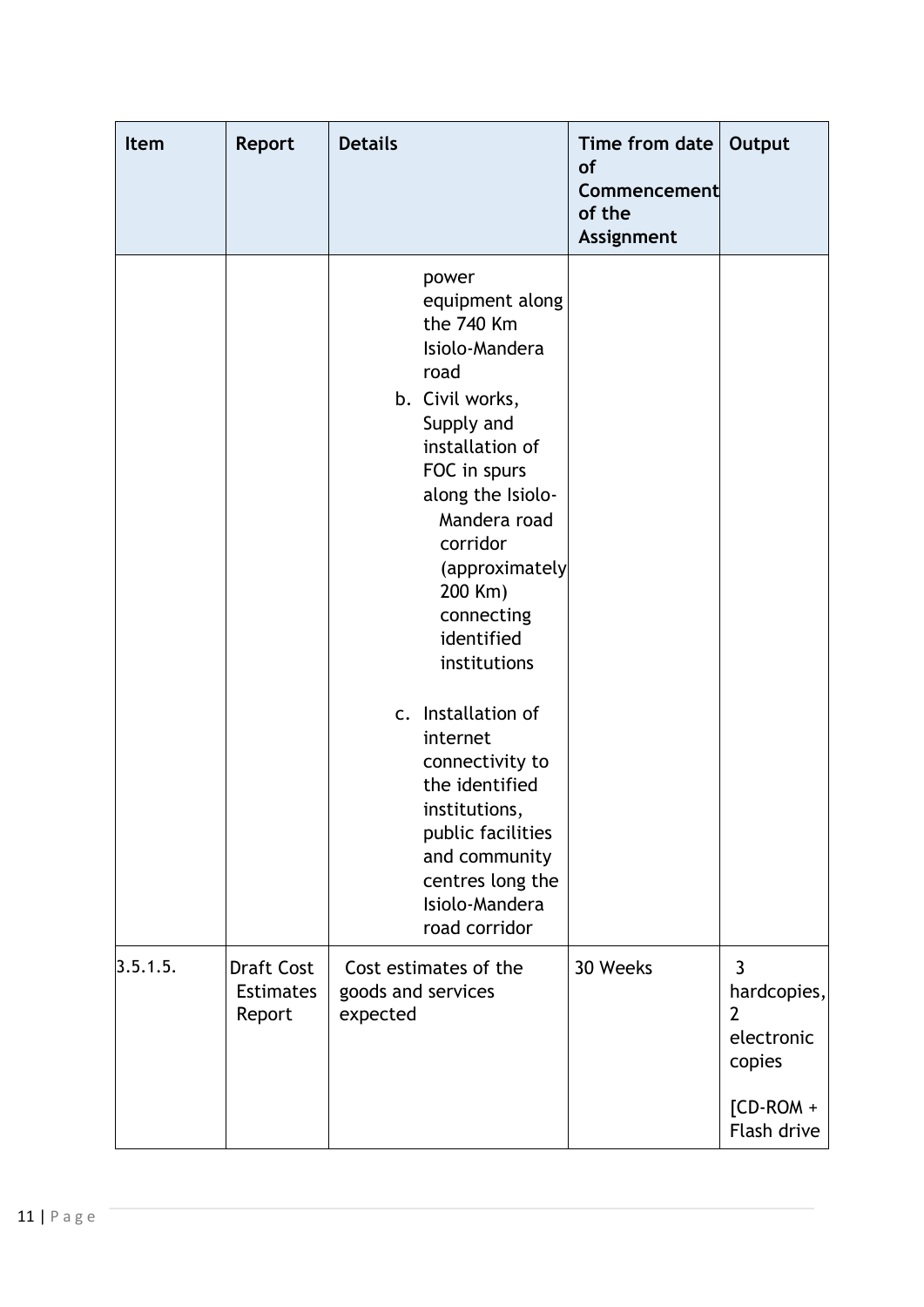| Item | Report | Details | Time from date of Commencement of the Assignment | Output |
|---|---|---|---|---|
| | | power equipment along the 740 Km Isiolo-Mandera road<br>b. Civil works, Supply and installation of FOC in spurs along the Isiolo-Mandera road corridor (approximately 200 Km) connecting identified institutions<br>c. Installation of internet connectivity to the identified institutions, public facilities and community centres long the Isiolo-Mandera road corridor | | |
| 3.5.1.5. | Draft Cost Estimates Report | Cost estimates of the goods and services expected | 30 Weeks | 3 hardcopies, 2 electronic copies<br><br>[CD-ROM + Flash drive |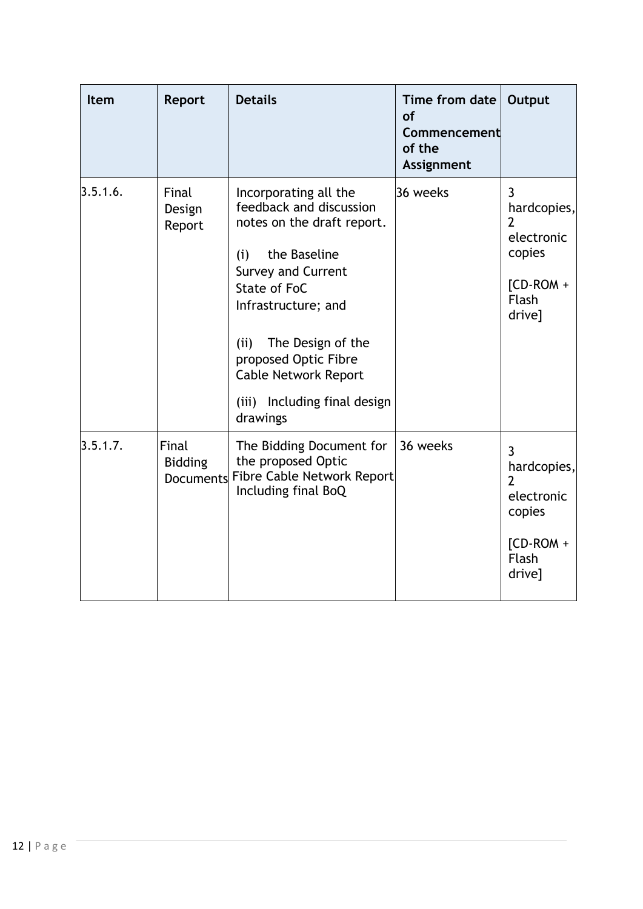| Item | Report | Details | Time from date of Commencement of the Assignment | Output |
|---|---|---|---|---|
| 3.5.1.6. | Final Design Report | Incorporating all the feedback and discussion notes on the draft report.<br><br>(i) the Baseline Survey and Current State of FoC Infrastructure; and<br><br>(ii) The Design of the proposed Optic Fibre Cable Network Report<br><br>(iii) Including final design drawings | 36 weeks | 3 hardcopies, 2 electronic copies<br><br>[CD-ROM + Flash drive] |
| 3.5.1.7. | Final Bidding Documents | The Bidding Document for the proposed Optic Fibre Cable Network Report Including final BoQ | 36 weeks | 3 hardcopies, 2 electronic copies<br><br>[CD-ROM + Flash drive] |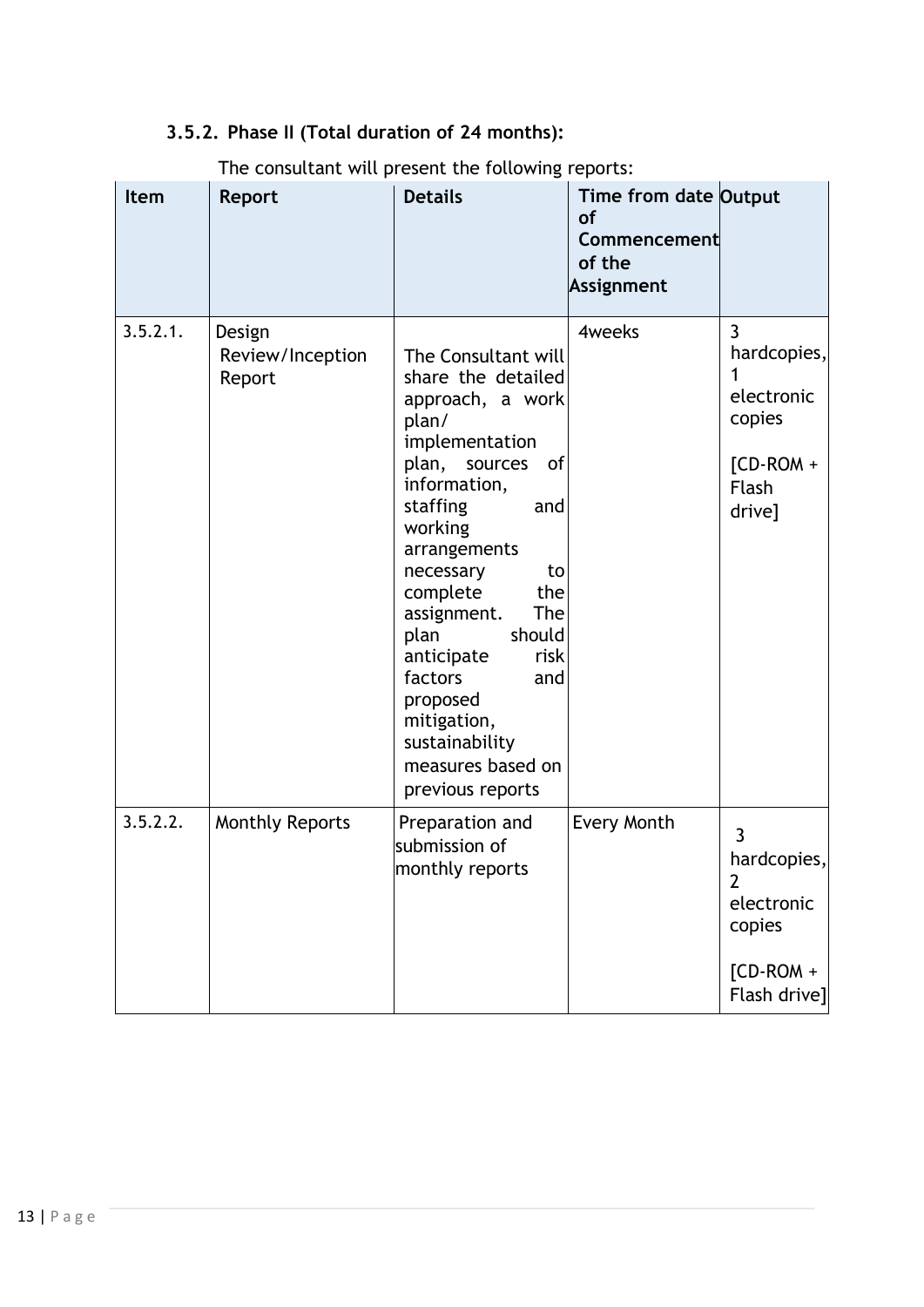### 3.5.2. Phase II (Total duration of 24 months):

The consultant will present the following reports:

| Item | Report | Details | Time from date of Commencement of the Assignment | Output |
|---|---|---|---|---|
| 3.5.2.1. | Design Review/Inception Report | The Consultant will share the detailed approach, a work plan/ implementation plan, sources of information, staffing and working arrangements necessary to complete the assignment. The plan should anticipate risk factors and proposed mitigation, sustainability measures based on previous reports | 4weeks | 3 hardcopies, 1 electronic copies [CD-ROM + Flash drive] |
| 3.5.2.2. | Monthly Reports | Preparation and submission of monthly reports | Every Month | 3 hardcopies, 2 electronic copies [CD-ROM + Flash drive] |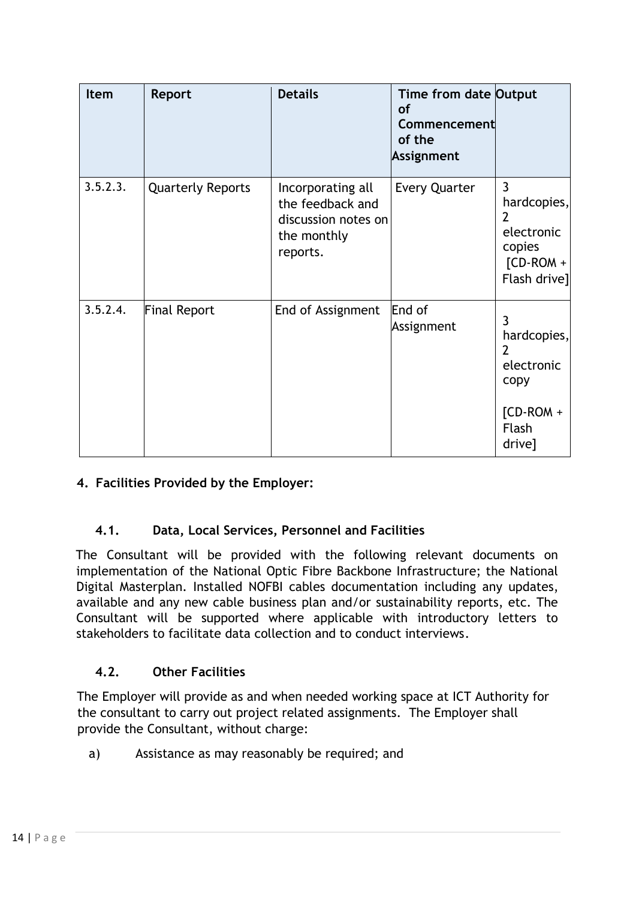| Item | Report | Details | Time from date of Commencement of the Assignment | Output |
|---|---|---|---|---|
| 3.5.2.3. | Quarterly Reports | Incorporating all the feedback and discussion notes on the monthly reports. | Every Quarter | 3 hardcopies, 2 electronic copies [CD-ROM + Flash drive] |
| 3.5.2.4. | Final Report | End of Assignment | End of Assignment | 3 hardcopies, 2 electronic copy [CD-ROM + Flash drive] |

## 4. Facilities Provided by the Employer:

### 4.1. Data, Local Services, Personnel and Facilities

The Consultant will be provided with the following relevant documents on implementation of the National Optic Fibre Backbone Infrastructure; the National Digital Masterplan. Installed NOFBI cables documentation including any updates, available and any new cable business plan and/or sustainability reports, etc. The Consultant will be supported where applicable with introductory letters to stakeholders to facilitate data collection and to conduct interviews.

### 4.2. Other Facilities

The Employer will provide as and when needed working space at ICT Authority for the consultant to carry out project related assignments. The Employer shall provide the Consultant, without charge:

a) Assistance as may reasonably be required; and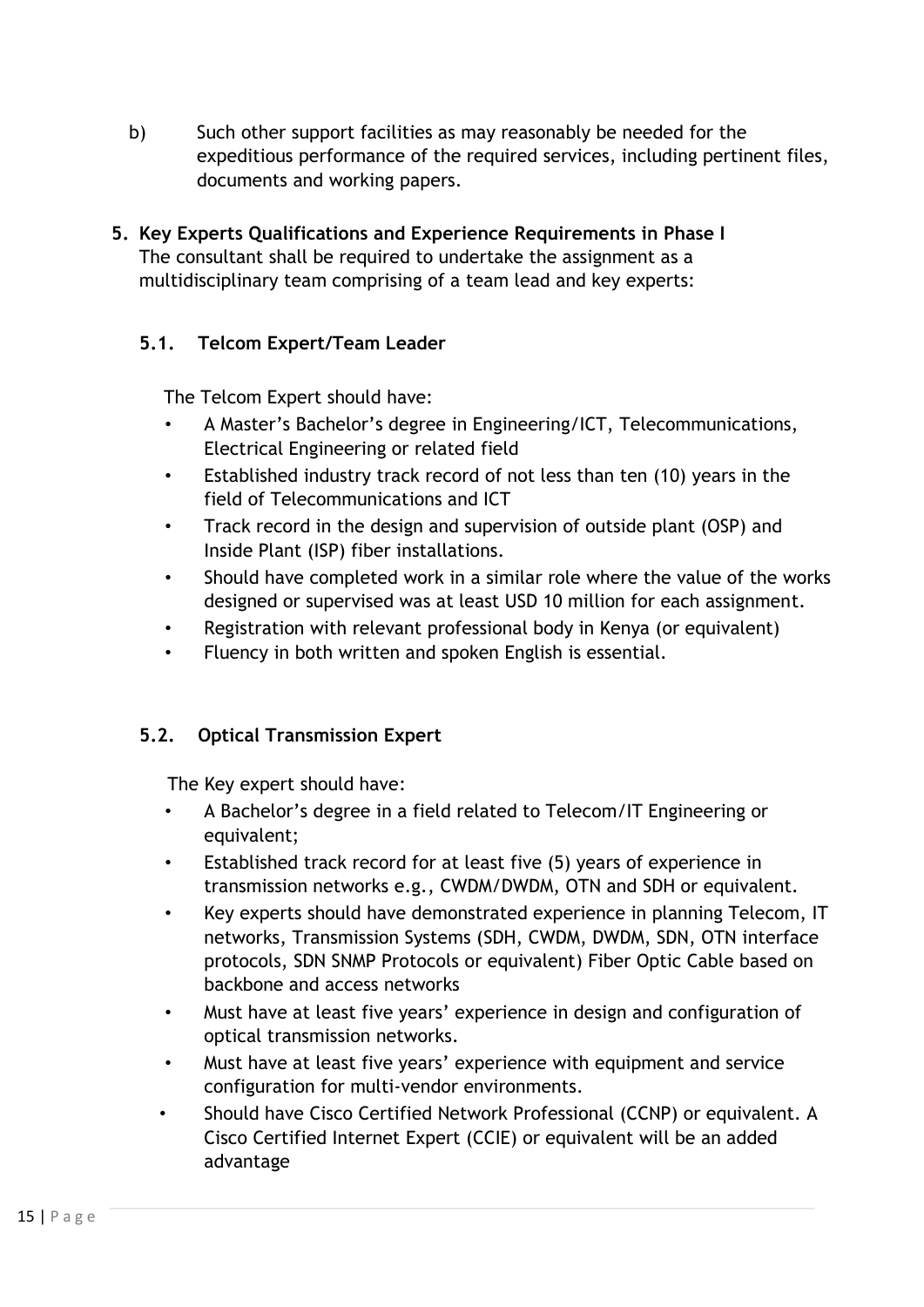b) Such other support facilities as may reasonably be needed for the expeditious performance of the required services, including pertinent files, documents and working papers.

## 5. Key Experts Qualifications and Experience Requirements in Phase I

The consultant shall be required to undertake the assignment as a multidisciplinary team comprising of a team lead and key experts:

### 5.1. Telcom Expert/Team Leader

The Telcom Expert should have:

- A Master's Bachelor's degree in Engineering/ICT, Telecommunications, Electrical Engineering or related field
- Established industry track record of not less than ten (10) years in the field of Telecommunications and ICT
- Track record in the design and supervision of outside plant (OSP) and Inside Plant (ISP) fiber installations.
- Should have completed work in a similar role where the value of the works designed or supervised was at least USD 10 million for each assignment.
- Registration with relevant professional body in Kenya (or equivalent)
- Fluency in both written and spoken English is essential.

### 5.2. Optical Transmission Expert

The Key expert should have:

- A Bachelor's degree in a field related to Telecom/IT Engineering or equivalent;
- Established track record for at least five (5) years of experience in transmission networks e.g., CWDM/DWDM, OTN and SDH or equivalent.
- Key experts should have demonstrated experience in planning Telecom, IT networks, Transmission Systems (SDH, CWDM, DWDM, SDN, OTN interface protocols, SDN SNMP Protocols or equivalent) Fiber Optic Cable based on backbone and access networks
- Must have at least five years' experience in design and configuration of optical transmission networks.
- Must have at least five years' experience with equipment and service configuration for multi-vendor environments.
- Should have Cisco Certified Network Professional (CCNP) or equivalent. A Cisco Certified Internet Expert (CCIE) or equivalent will be an added advantage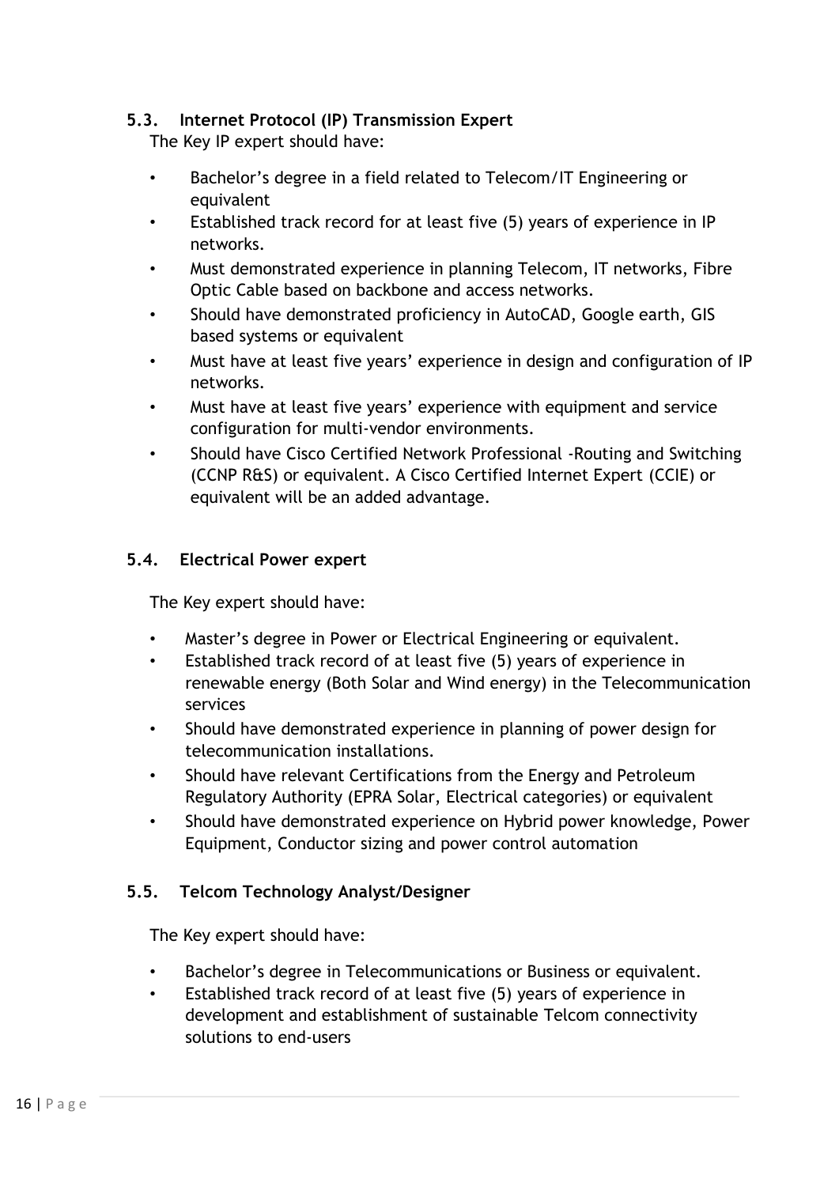### 5.3. Internet Protocol (IP) Transmission Expert

The Key IP expert should have:

- Bachelor's degree in a field related to Telecom/IT Engineering or equivalent
- Established track record for at least five (5) years of experience in IP networks.
- Must demonstrated experience in planning Telecom, IT networks, Fibre Optic Cable based on backbone and access networks.
- Should have demonstrated proficiency in AutoCAD, Google earth, GIS based systems or equivalent
- Must have at least five years' experience in design and configuration of IP networks.
- Must have at least five years' experience with equipment and service configuration for multi-vendor environments.
- Should have Cisco Certified Network Professional -Routing and Switching (CCNP R&S) or equivalent. A Cisco Certified Internet Expert (CCIE) or equivalent will be an added advantage.

### 5.4. Electrical Power expert

The Key expert should have:

- Master's degree in Power or Electrical Engineering or equivalent.
- Established track record of at least five (5) years of experience in renewable energy (Both Solar and Wind energy) in the Telecommunication services
- Should have demonstrated experience in planning of power design for telecommunication installations.
- Should have relevant Certifications from the Energy and Petroleum Regulatory Authority (EPRA Solar, Electrical categories) or equivalent
- Should have demonstrated experience on Hybrid power knowledge, Power Equipment, Conductor sizing and power control automation

### 5.5. Telcom Technology Analyst/Designer

The Key expert should have:

- Bachelor's degree in Telecommunications or Business or equivalent.
- Established track record of at least five (5) years of experience in development and establishment of sustainable Telcom connectivity solutions to end-users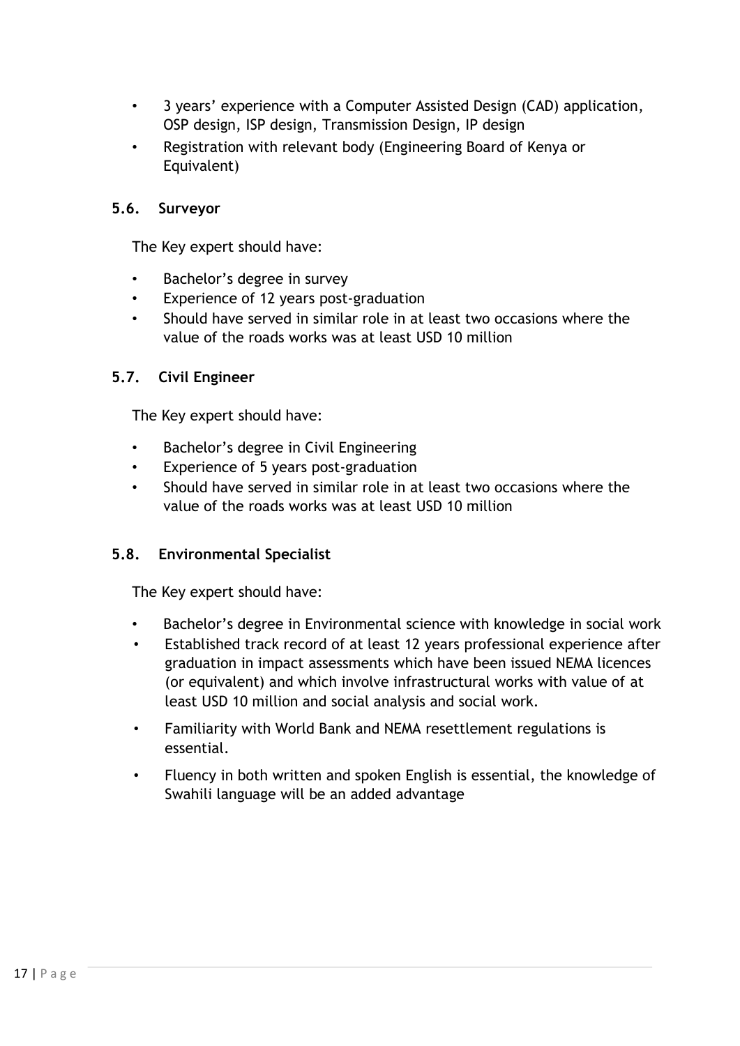- 3 years' experience with a Computer Assisted Design (CAD) application, OSP design, ISP design, Transmission Design, IP design
- Registration with relevant body (Engineering Board of Kenya or Equivalent)

### 5.6. Surveyor

The Key expert should have:

- Bachelor's degree in survey
- Experience of 12 years post-graduation
- Should have served in similar role in at least two occasions where the value of the roads works was at least USD 10 million

### 5.7. Civil Engineer

The Key expert should have:

- Bachelor's degree in Civil Engineering
- Experience of 5 years post-graduation
- Should have served in similar role in at least two occasions where the value of the roads works was at least USD 10 million

### 5.8. Environmental Specialist

The Key expert should have:

- Bachelor's degree in Environmental science with knowledge in social work
- Established track record of at least 12 years professional experience after graduation in impact assessments which have been issued NEMA licences (or equivalent) and which involve infrastructural works with value of at least USD 10 million and social analysis and social work.
- Familiarity with World Bank and NEMA resettlement regulations is essential.
- Fluency in both written and spoken English is essential, the knowledge of Swahili language will be an added advantage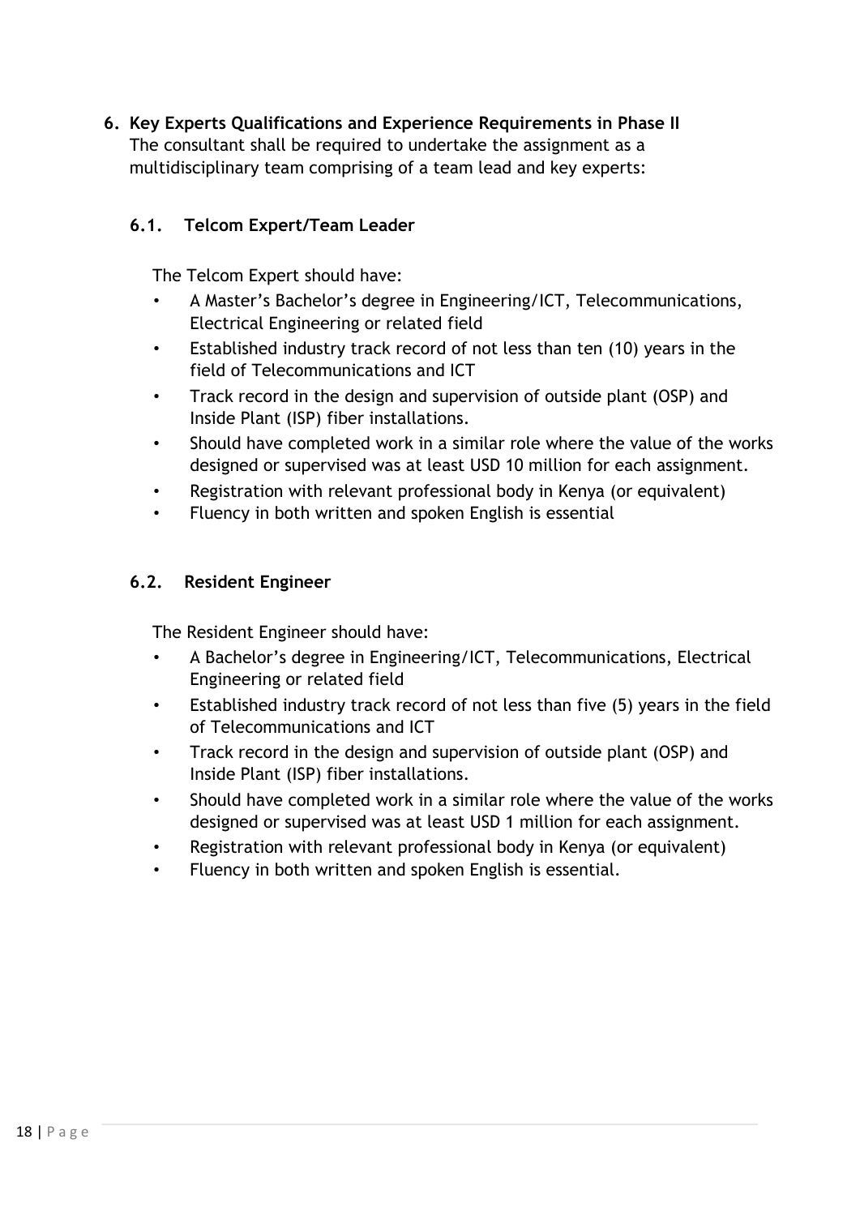## 6. Key Experts Qualifications and Experience Requirements in Phase II

The consultant shall be required to undertake the assignment as a multidisciplinary team comprising of a team lead and key experts:

### 6.1. Telcom Expert/Team Leader

The Telcom Expert should have:

- A Master's Bachelor's degree in Engineering/ICT, Telecommunications, Electrical Engineering or related field
- Established industry track record of not less than ten (10) years in the field of Telecommunications and ICT
- Track record in the design and supervision of outside plant (OSP) and Inside Plant (ISP) fiber installations.
- Should have completed work in a similar role where the value of the works designed or supervised was at least USD 10 million for each assignment.
- Registration with relevant professional body in Kenya (or equivalent)
- Fluency in both written and spoken English is essential

### 6.2. Resident Engineer

The Resident Engineer should have:

- A Bachelor's degree in Engineering/ICT, Telecommunications, Electrical Engineering or related field
- Established industry track record of not less than five (5) years in the field of Telecommunications and ICT
- Track record in the design and supervision of outside plant (OSP) and Inside Plant (ISP) fiber installations.
- Should have completed work in a similar role where the value of the works designed or supervised was at least USD 1 million for each assignment.
- Registration with relevant professional body in Kenya (or equivalent)
- Fluency in both written and spoken English is essential.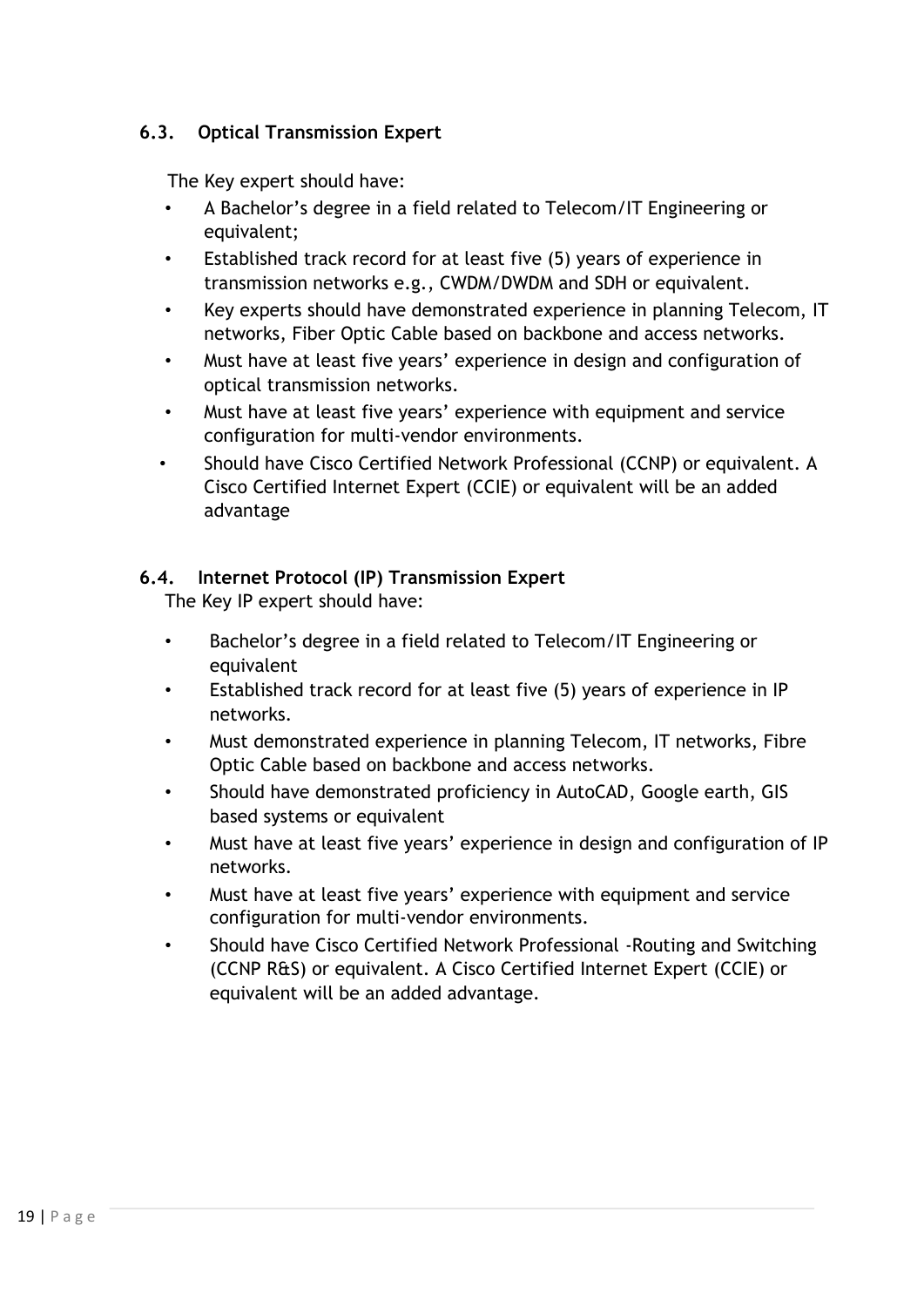### 6.3. Optical Transmission Expert

The Key expert should have:

- A Bachelor's degree in a field related to Telecom/IT Engineering or equivalent;
- Established track record for at least five (5) years of experience in transmission networks e.g., CWDM/DWDM and SDH or equivalent.
- Key experts should have demonstrated experience in planning Telecom, IT networks, Fiber Optic Cable based on backbone and access networks.
- Must have at least five years' experience in design and configuration of optical transmission networks.
- Must have at least five years' experience with equipment and service configuration for multi-vendor environments.
- Should have Cisco Certified Network Professional (CCNP) or equivalent. A Cisco Certified Internet Expert (CCIE) or equivalent will be an added advantage

### 6.4. Internet Protocol (IP) Transmission Expert

The Key IP expert should have:

- Bachelor's degree in a field related to Telecom/IT Engineering or equivalent
- Established track record for at least five (5) years of experience in IP networks.
- Must demonstrated experience in planning Telecom, IT networks, Fibre Optic Cable based on backbone and access networks.
- Should have demonstrated proficiency in AutoCAD, Google earth, GIS based systems or equivalent
- Must have at least five years' experience in design and configuration of IP networks.
- Must have at least five years' experience with equipment and service configuration for multi-vendor environments.
- Should have Cisco Certified Network Professional -Routing and Switching (CCNP R&S) or equivalent. A Cisco Certified Internet Expert (CCIE) or equivalent will be an added advantage.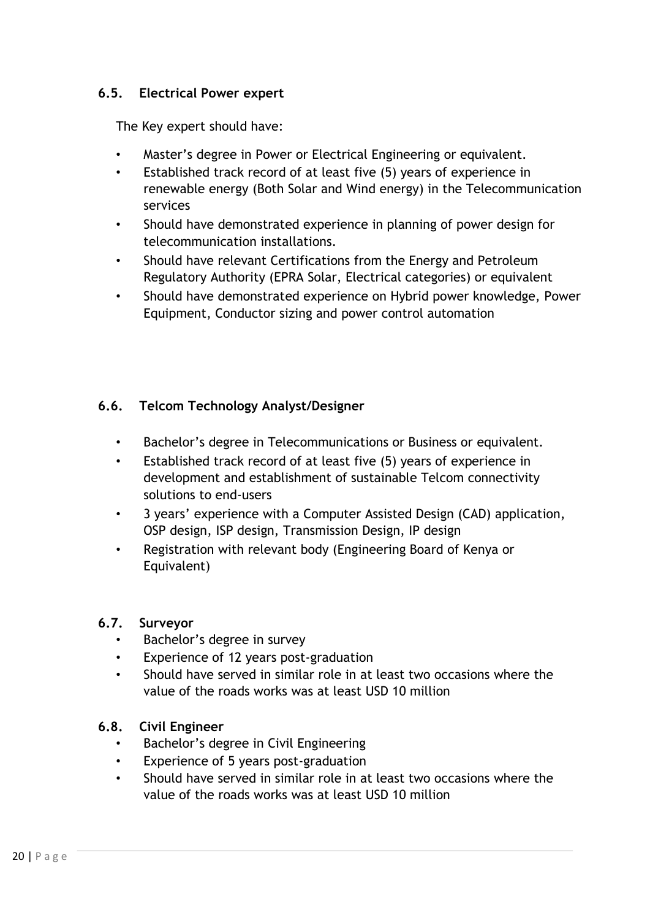### 6.5. Electrical Power expert

The Key expert should have:

- Master's degree in Power or Electrical Engineering or equivalent.
- Established track record of at least five (5) years of experience in renewable energy (Both Solar and Wind energy) in the Telecommunication services
- Should have demonstrated experience in planning of power design for telecommunication installations.
- Should have relevant Certifications from the Energy and Petroleum Regulatory Authority (EPRA Solar, Electrical categories) or equivalent
- Should have demonstrated experience on Hybrid power knowledge, Power Equipment, Conductor sizing and power control automation

### 6.6. Telcom Technology Analyst/Designer

- Bachelor's degree in Telecommunications or Business or equivalent.
- Established track record of at least five (5) years of experience in development and establishment of sustainable Telcom connectivity solutions to end-users
- 3 years' experience with a Computer Assisted Design (CAD) application, OSP design, ISP design, Transmission Design, IP design
- Registration with relevant body (Engineering Board of Kenya or Equivalent)

### 6.7. Surveyor

- Bachelor's degree in survey
- Experience of 12 years post-graduation
- Should have served in similar role in at least two occasions where the value of the roads works was at least USD 10 million

### 6.8. Civil Engineer

- Bachelor's degree in Civil Engineering
- Experience of 5 years post-graduation
- Should have served in similar role in at least two occasions where the value of the roads works was at least USD 10 million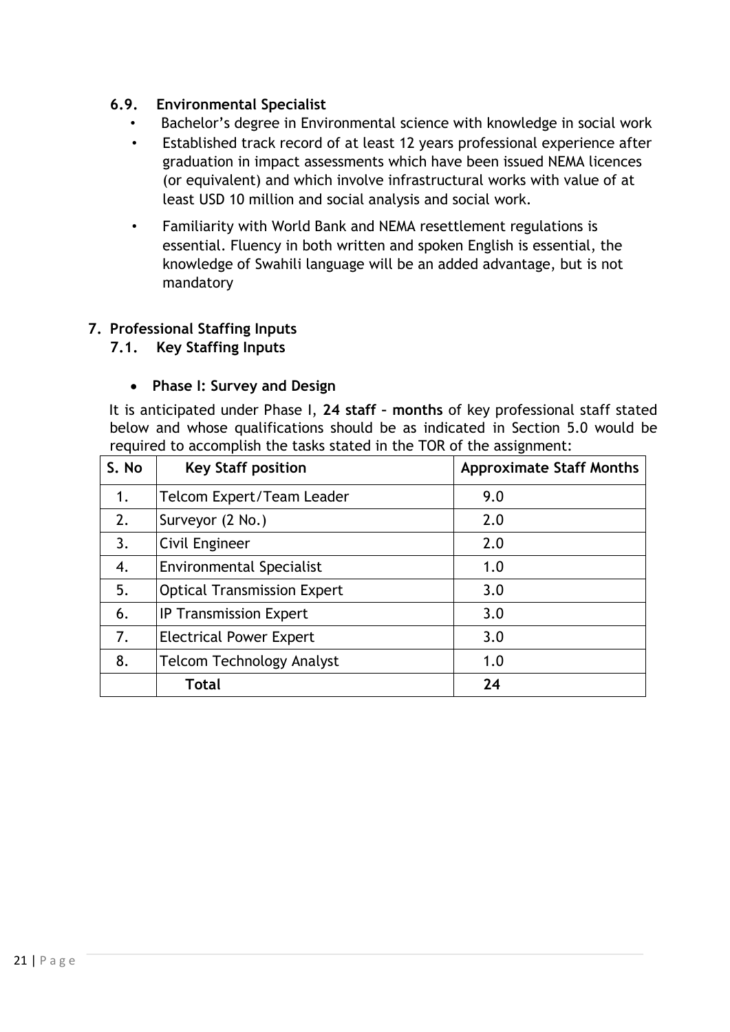### 6.9. Environmental Specialist

- Bachelor's degree in Environmental science with knowledge in social work
- Established track record of at least 12 years professional experience after graduation in impact assessments which have been issued NEMA licences (or equivalent) and which involve infrastructural works with value of at least USD 10 million and social analysis and social work.
- Familiarity with World Bank and NEMA resettlement regulations is essential. Fluency in both written and spoken English is essential, the knowledge of Swahili language will be an added advantage, but is not mandatory

## 7. Professional Staffing Inputs

### 7.1. Key Staffing Inputs

- **Phase I: Survey and Design**

It is anticipated under Phase I, **24 staff – months** of key professional staff stated below and whose qualifications should be as indicated in Section 5.0 would be required to accomplish the tasks stated in the TOR of the assignment:

| S. No | Key Staff position | Approximate Staff Months |
|---|---|---|
| 1. | Telcom Expert/Team Leader | 9.0 |
| 2. | Surveyor (2 No.) | 2.0 |
| 3. | Civil Engineer | 2.0 |
| 4. | Environmental Specialist | 1.0 |
| 5. | Optical Transmission Expert | 3.0 |
| 6. | IP Transmission Expert | 3.0 |
| 7. | Electrical Power Expert | 3.0 |
| 8. | Telcom Technology Analyst | 1.0 |
| | **Total** | **24** |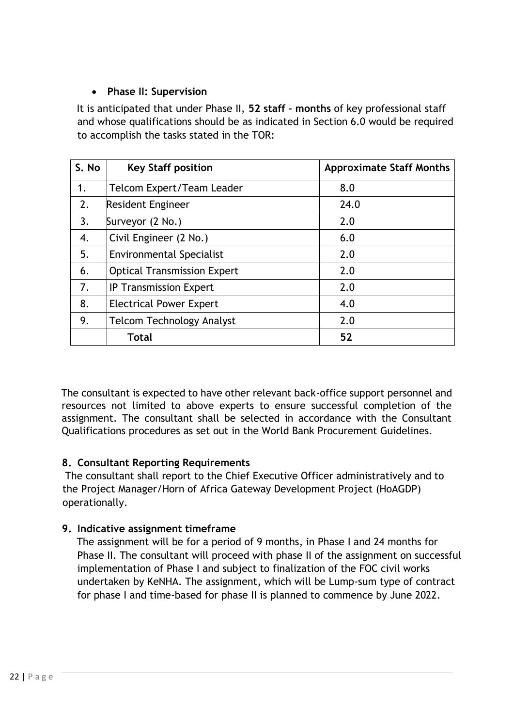- **Phase II: Supervision**

It is anticipated that under Phase II, **52 staff – months** of key professional staff and whose qualifications should be as indicated in Section 6.0 would be required to accomplish the tasks stated in the TOR:

| S. No | Key Staff position | Approximate Staff Months |
|---|---|---|
| 1. | Telcom Expert/Team Leader | 8.0 |
| 2. | Resident Engineer | 24.0 |
| 3. | Surveyor (2 No.) | 2.0 |
| 4. | Civil Engineer (2 No.) | 6.0 |
| 5. | Environmental Specialist | 2.0 |
| 6. | Optical Transmission Expert | 2.0 |
| 7. | IP Transmission Expert | 2.0 |
| 8. | Electrical Power Expert | 4.0 |
| 9. | Telcom Technology Analyst | 2.0 |
| | **Total** | **52** |

The consultant is expected to have other relevant back-office support personnel and resources not limited to above experts to ensure successful completion of the assignment. The consultant shall be selected in accordance with the Consultant Qualifications procedures as set out in the World Bank Procurement Guidelines.

## 8. Consultant Reporting Requirements

The consultant shall report to the Chief Executive Officer administratively and to the Project Manager/Horn of Africa Gateway Development Project (HoAGDP) operationally.

## 9. Indicative assignment timeframe

The assignment will be for a period of 9 months, in Phase I and 24 months for Phase II. The consultant will proceed with phase II of the assignment on successful implementation of Phase I and subject to finalization of the FOC civil works undertaken by KeNHA. The assignment, which will be Lump-sum type of contract for phase I and time-based for phase II is planned to commence by June 2022.